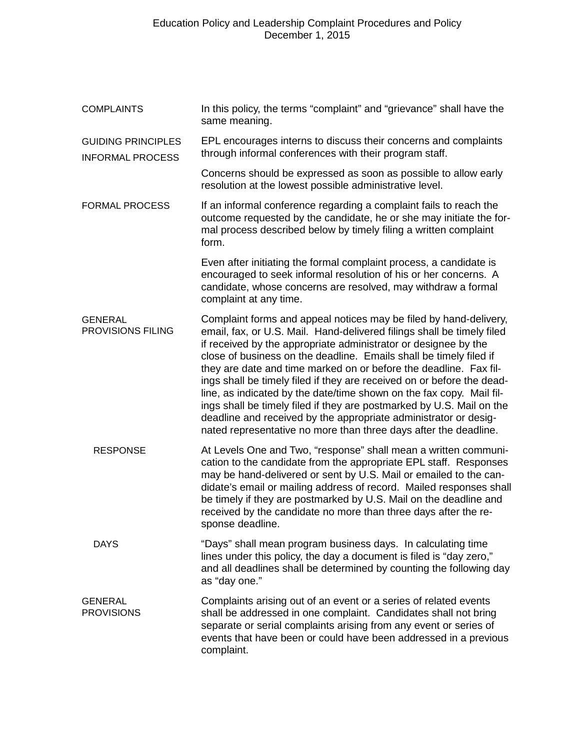# Education Policy and Leadership Complaint Procedures and Policy

December 1, 2015

## COMPLAINTS

In this policy, the terms “complaint” and “grievance” shall have the same meaning.

## GUIDING PRINCIPLES

### INFORMAL PROCESS

EPL encourages interns to discuss their concerns and complaints through informal conferences with their program staff.

Concerns should be expressed as soon as possible to allow early resolution at the lowest possible administrative level.

### FORMAL PROCESS

If an informal conference regarding a complaint fails to reach the outcome requested by the candidate, he or she may initiate the formal process described below by timely filing a written complaint form.

Even after initiating the formal complaint process, a candidate is encouraged to seek informal resolution of his or her concerns. A candidate, whose concerns are resolved, may withdraw a formal complaint at any time.

## GENERAL PROVISIONS FILING

Complaint forms and appeal notices may be filed by hand-delivery, email, fax, or U.S. Mail. Hand-delivered filings shall be timely filed if received by the appropriate administrator or designee by the close of business on the deadline. Emails shall be timely filed if they are date and time marked on or before the deadline. Fax filings shall be timely filed if they are received on or before the deadline, as indicated by the date/time shown on the fax copy. Mail filings shall be timely filed if they are postmarked by U.S. Mail on the deadline and received by the appropriate administrator or designated representative no more than three days after the deadline.

### RESPONSE

At Levels One and Two, “response” shall mean a written communication to the candidate from the appropriate EPL staff. Responses may be hand-delivered or sent by U.S. Mail or emailed to the candidate’s email or mailing address of record. Mailed responses shall be timely if they are postmarked by U.S. Mail on the deadline and received by the candidate no more than three days after the response deadline.

### DAYS

“Days” shall mean program business days. In calculating time lines under this policy, the day a document is filed is “day zero,” and all deadlines shall be determined by counting the following day as “day one.”

## GENERAL PROVISIONS

Complaints arising out of an event or a series of related events shall be addressed in one complaint. Candidates shall not bring separate or serial complaints arising from any event or series of events that have been or could have been addressed in a previous complaint.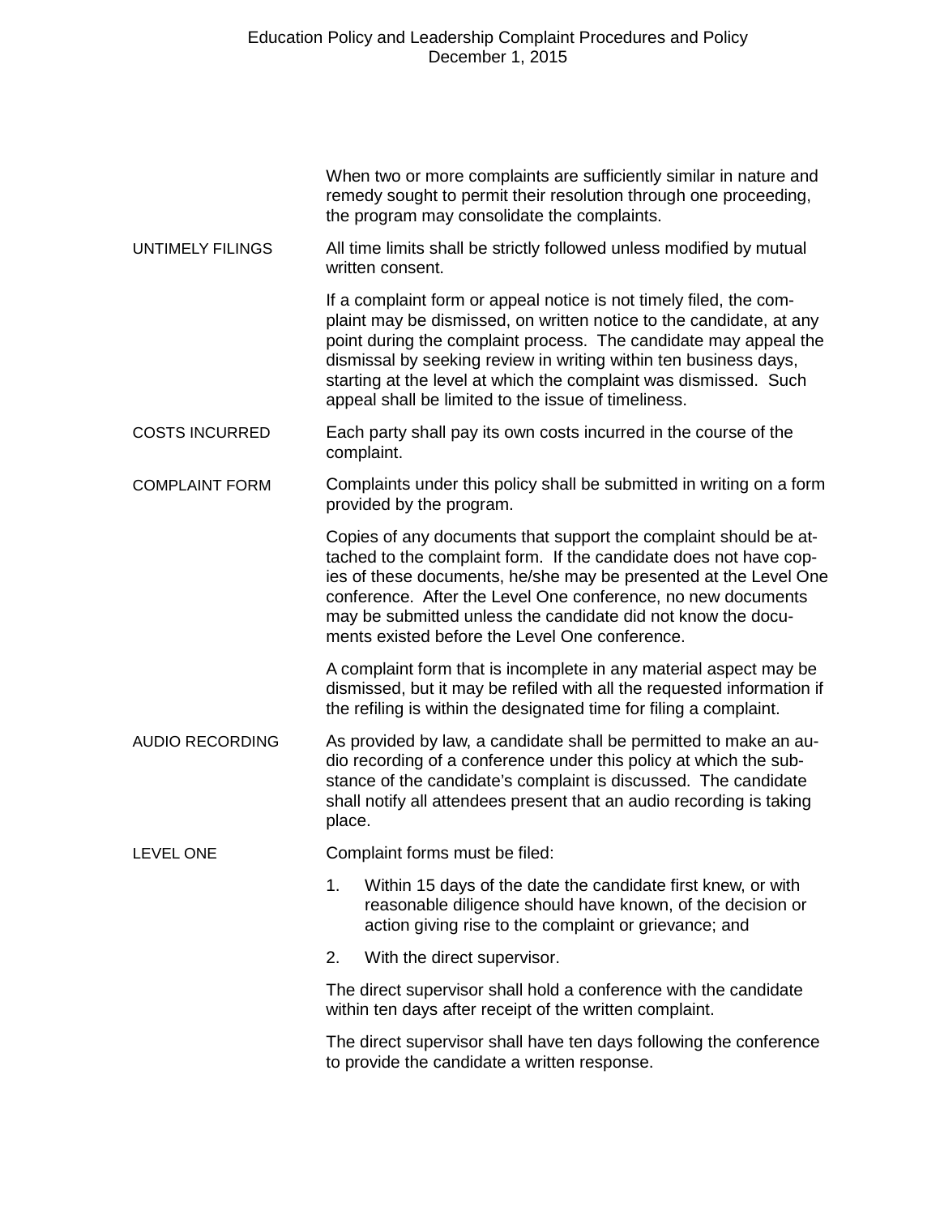When two or more complaints are sufficiently similar in nature and remedy sought to permit their resolution through one proceeding, the program may consolidate the complaints.

### UNTIMELY FILINGS

All time limits shall be strictly followed unless modified by mutual written consent.

If a complaint form or appeal notice is not timely filed, the complaint may be dismissed, on written notice to the candidate, at any point during the complaint process. The candidate may appeal the dismissal by seeking review in writing within ten business days, starting at the level at which the complaint was dismissed. Such appeal shall be limited to the issue of timeliness.

### COSTS INCURRED

Each party shall pay its own costs incurred in the course of the complaint.

### COMPLAINT FORM

Complaints under this policy shall be submitted in writing on a form provided by the program.

Copies of any documents that support the complaint should be attached to the complaint form. If the candidate does not have copies of these documents, he/she may be presented at the Level One conference. After the Level One conference, no new documents may be submitted unless the candidate did not know the documents existed before the Level One conference.

A complaint form that is incomplete in any material aspect may be dismissed, but it may be refiled with all the requested information if the refiling is within the designated time for filing a complaint.

### AUDIO RECORDING

As provided by law, a candidate shall be permitted to make an audio recording of a conference under this policy at which the substance of the candidate's complaint is discussed. The candidate shall notify all attendees present that an audio recording is taking place.

### LEVEL ONE

Complaint forms must be filed:

1. Within 15 days of the date the candidate first knew, or with reasonable diligence should have known, of the decision or action giving rise to the complaint or grievance; and
2. With the direct supervisor.

The direct supervisor shall hold a conference with the candidate within ten days after receipt of the written complaint.

The direct supervisor shall have ten days following the conference to provide the candidate a written response.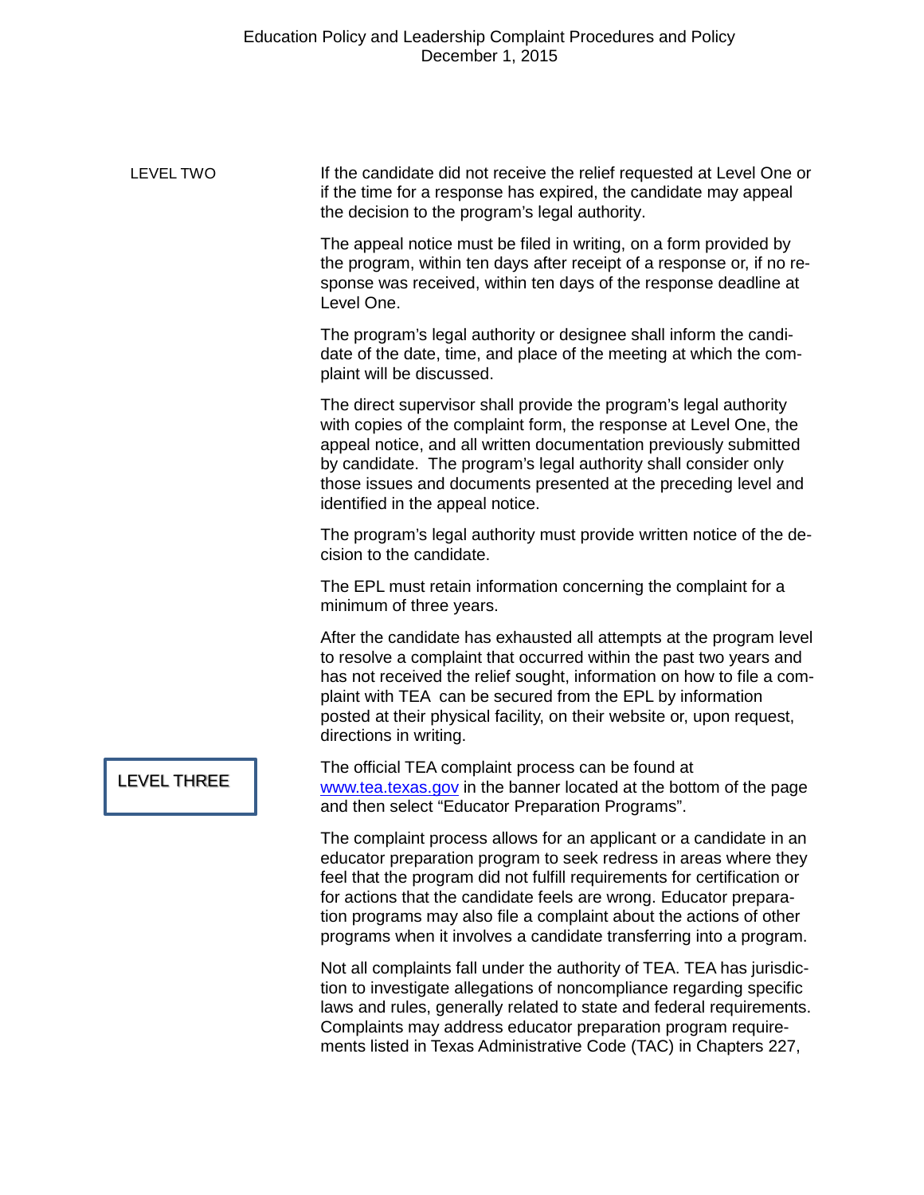## LEVEL TWO

If the candidate did not receive the relief requested at Level One or if the time for a response has expired, the candidate may appeal the decision to the program's legal authority.

The appeal notice must be filed in writing, on a form provided by the program, within ten days after receipt of a response or, if no response was received, within ten days of the response deadline at Level One.

The program's legal authority or designee shall inform the candidate of the date, time, and place of the meeting at which the complaint will be discussed.

The direct supervisor shall provide the program's legal authority with copies of the complaint form, the response at Level One, the appeal notice, and all written documentation previously submitted by candidate. The program's legal authority shall consider only those issues and documents presented at the preceding level and identified in the appeal notice.

The program's legal authority must provide written notice of the decision to the candidate.

The EPL must retain information concerning the complaint for a minimum of three years.

After the candidate has exhausted all attempts at the program level to resolve a complaint that occurred within the past two years and has not received the relief sought, information on how to file a complaint with TEA can be secured from the EPL by information posted at their physical facility, on their website or, upon request, directions in writing.

## LEVEL THREE

The official TEA complaint process can be found at [www.tea.texas.gov](http://www.tea.texas.gov) in the banner located at the bottom of the page and then select "Educator Preparation Programs".

The complaint process allows for an applicant or a candidate in an educator preparation program to seek redress in areas where they feel that the program did not fulfill requirements for certification or for actions that the candidate feels are wrong. Educator preparation programs may also file a complaint about the actions of other programs when it involves a candidate transferring into a program.

Not all complaints fall under the authority of TEA. TEA has jurisdiction to investigate allegations of noncompliance regarding specific laws and rules, generally related to state and federal requirements. Complaints may address educator preparation program requirements listed in Texas Administrative Code (TAC) in Chapters 227,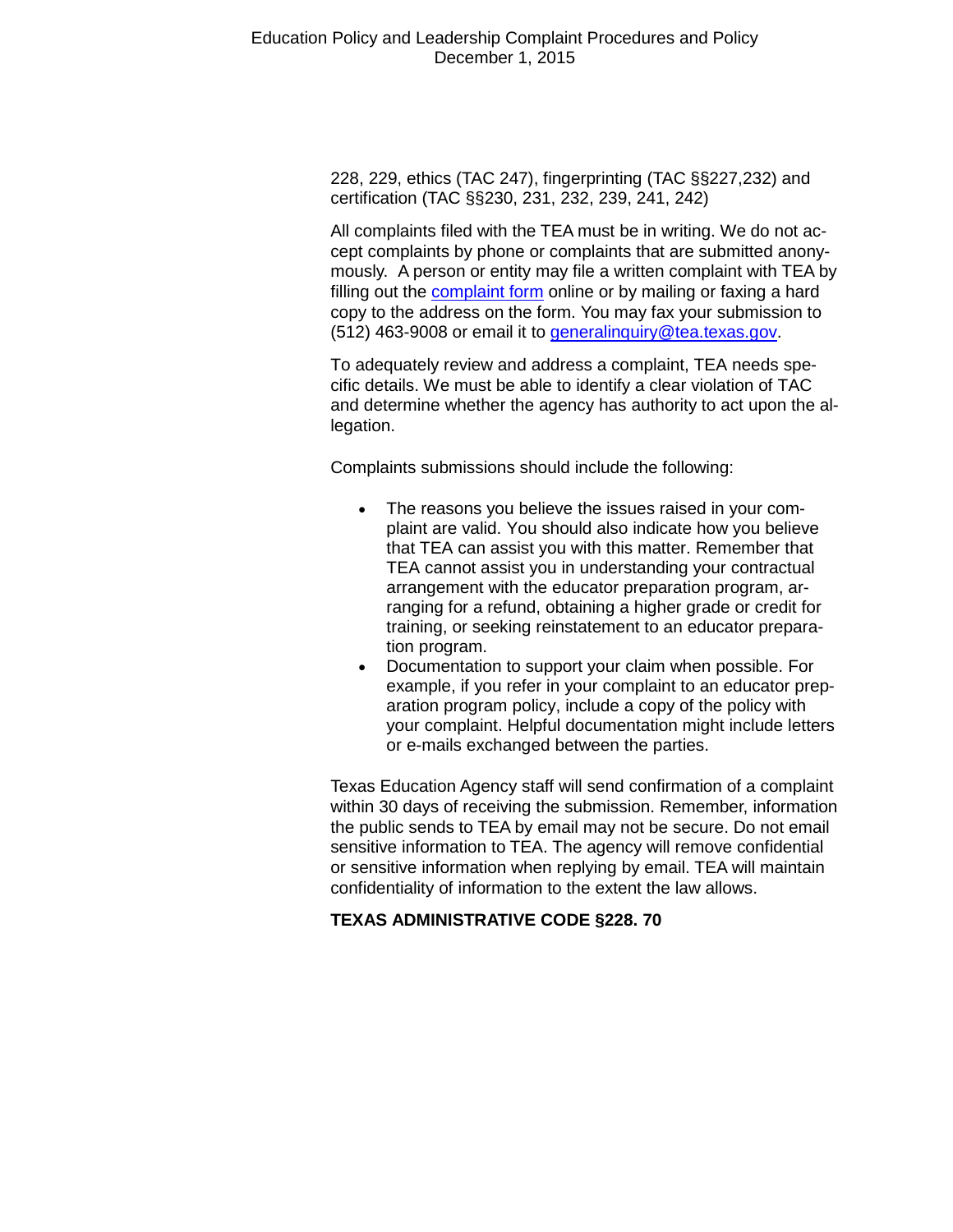228, 229, ethics (TAC 247), fingerprinting (TAC §§227,232) and certification (TAC §§230, 231, 232, 239, 241, 242)

All complaints filed with the TEA must be in writing. We do not accept complaints by phone or complaints that are submitted anonymously. A person or entity may file a written complaint with TEA by filling out the [complaint form](#) online or by mailing or faxing a hard copy to the address on the form. You may fax your submission to (512) 463-9008 or email it to [generalinquiry@tea.texas.gov](mailto:generalinquiry@tea.texas.gov).

To adequately review and address a complaint, TEA needs specific details. We must be able to identify a clear violation of TAC and determine whether the agency has authority to act upon the allegation.

Complaints submissions should include the following:

- The reasons you believe the issues raised in your complaint are valid. You should also indicate how you believe that TEA can assist you with this matter. Remember that TEA cannot assist you in understanding your contractual arrangement with the educator preparation program, arranging for a refund, obtaining a higher grade or credit for training, or seeking reinstatement to an educator preparation program.
- Documentation to support your claim when possible. For example, if you refer in your complaint to an educator preparation program policy, include a copy of the policy with your complaint. Helpful documentation might include letters or e-mails exchanged between the parties.

Texas Education Agency staff will send confirmation of a complaint within 30 days of receiving the submission. Remember, information the public sends to TEA by email may not be secure. Do not email sensitive information to TEA. The agency will remove confidential or sensitive information when replying by email. TEA will maintain confidentiality of information to the extent the law allows.

**TEXAS ADMINISTRATIVE CODE §228. 70**